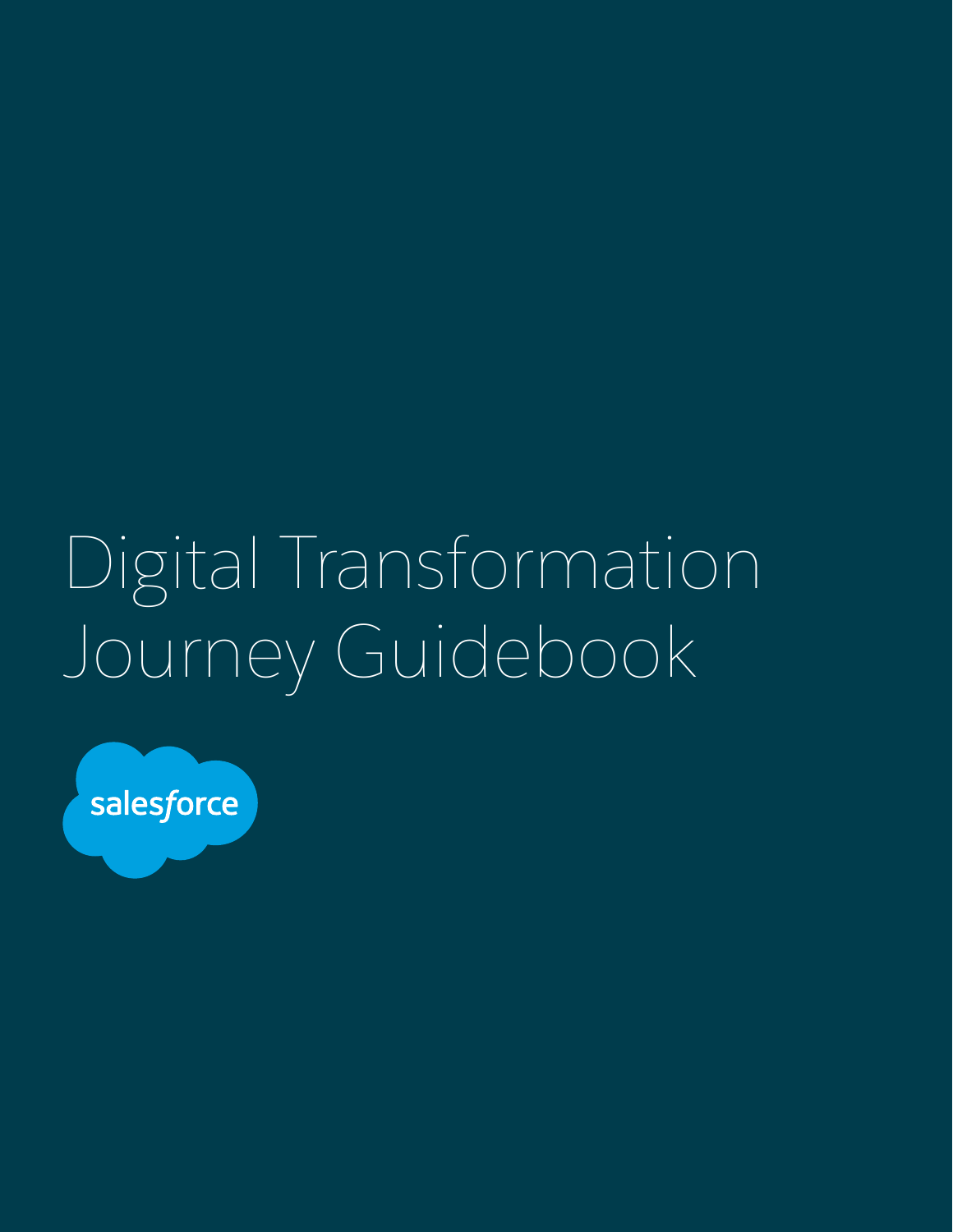# Digital Transformation Journey Guidebook

salesforce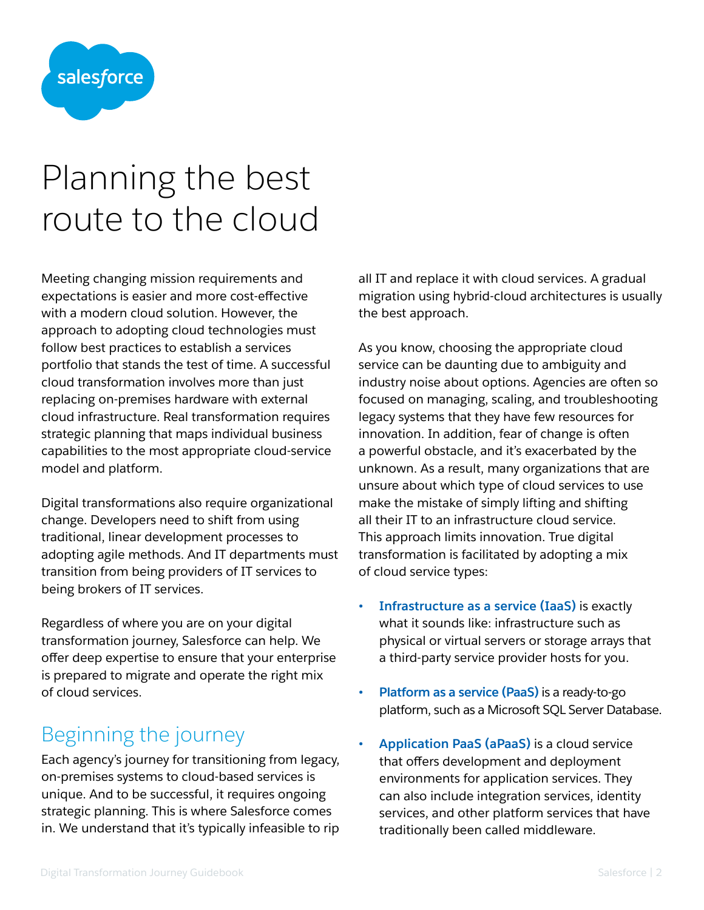# Planning the best route to the cloud

Meeting changing mission requirements and expectations is easier and more cost-effective with a modern cloud solution. However, the approach to adopting cloud technologies must follow best practices to establish a services portfolio that stands the test of time. A successful cloud transformation involves more than just replacing on-premises hardware with external cloud infrastructure. Real transformation requires strategic planning that maps individual business capabilities to the most appropriate cloud-service model and platform.

Digital transformations also require organizational change. Developers need to shift from using traditional, linear development processes to adopting agile methods. And IT departments must transition from being providers of IT services to being brokers of IT services.

Regardless of where you are on your digital transformation journey, Salesforce can help. We offer deep expertise to ensure that your enterprise is prepared to migrate and operate the right mix of cloud services.

## Beginning the journey

Each agency's journey for transitioning from legacy, on-premises systems to cloud-based services is unique. And to be successful, it requires ongoing strategic planning. This is where Salesforce comes in. We understand that it's typically infeasible to rip all IT and replace it with cloud services. A gradual migration using hybrid-cloud architectures is usually the best approach.

As you know, choosing the appropriate cloud service can be daunting due to ambiguity and industry noise about options. Agencies are often so focused on managing, scaling, and troubleshooting legacy systems that they have few resources for innovation. In addition, fear of change is often a powerful obstacle, and it's exacerbated by the unknown. As a result, many organizations that are unsure about which type of cloud services to use make the mistake of simply lifting and shifting all their IT to an infrastructure cloud service. This approach limits innovation. True digital transformation is facilitated by adopting a mix of cloud service types:

- **Infrastructure as a service (IaaS)** is exactly what it sounds like: infrastructure such as physical or virtual servers or storage arrays that a third-party service provider hosts for you.
- **Platform as a service (PaaS)** is a ready-to-go platform, such as a Microsoft SQL Server Database.
- **Application PaaS (aPaaS)** is a cloud service that offers development and deployment environments for application services. They can also include integration services, identity services, and other platform services that have traditionally been called middleware.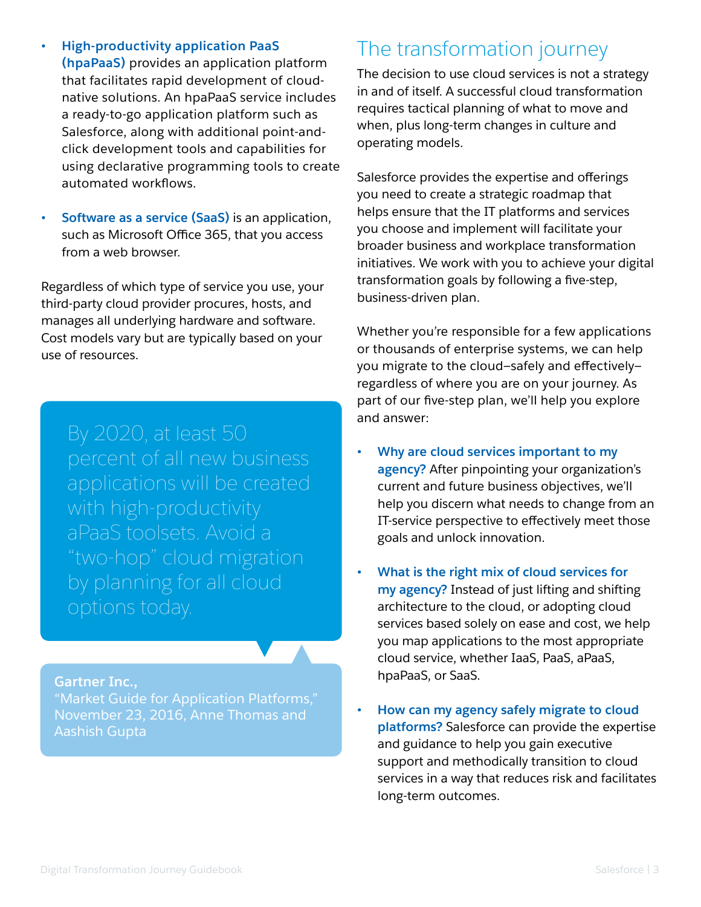- **High-productivity application PaaS (hpaPaaS)** provides an application platform that facilitates rapid development of cloud-native solutions. An hpaPaaS service includes a ready-to-go application platform such as Salesforce, along with additional point-and-click development tools and capabilities for using declarative programming tools to create automated workflows.

- **Software as a service (SaaS)** is an application, such as Microsoft Office 365, that you access from a web browser.

Regardless of which type of service you use, your third-party cloud provider procures, hosts, and manages all underlying hardware and software. Cost models vary but are typically based on your use of resources.

> By 2020, at least 50 percent of all new business applications will be created with high-productivity aPaaS toolsets. Avoid a "two-hop" cloud migration by planning for all cloud options today.
>
> **Gartner Inc.,**
> "Market Guide for Application Platforms," November 23, 2016, Anne Thomas and Aashish Gupta

## The transformation journey

The decision to use cloud services is not a strategy in and of itself. A successful cloud transformation requires tactical planning of what to move and when, plus long-term changes in culture and operating models.

Salesforce provides the expertise and offerings you need to create a strategic roadmap that helps ensure that the IT platforms and services you choose and implement will facilitate your broader business and workplace transformation initiatives. We work with you to achieve your digital transformation goals by following a five-step, business-driven plan.

Whether you're responsible for a few applications or thousands of enterprise systems, we can help you migrate to the cloud–safely and effectively–regardless of where you are on your journey. As part of our five-step plan, we'll help you explore and answer:

- **Why are cloud services important to my agency?** After pinpointing your organization's current and future business objectives, we'll help you discern what needs to change from an IT-service perspective to effectively meet those goals and unlock innovation.

- **What is the right mix of cloud services for my agency?** Instead of just lifting and shifting architecture to the cloud, or adopting cloud services based solely on ease and cost, we help you map applications to the most appropriate cloud service, whether IaaS, PaaS, aPaaS, hpaPaaS, or SaaS.

- **How can my agency safely migrate to cloud platforms?** Salesforce can provide the expertise and guidance to help you gain executive support and methodically transition to cloud services in a way that reduces risk and facilitates long-term outcomes.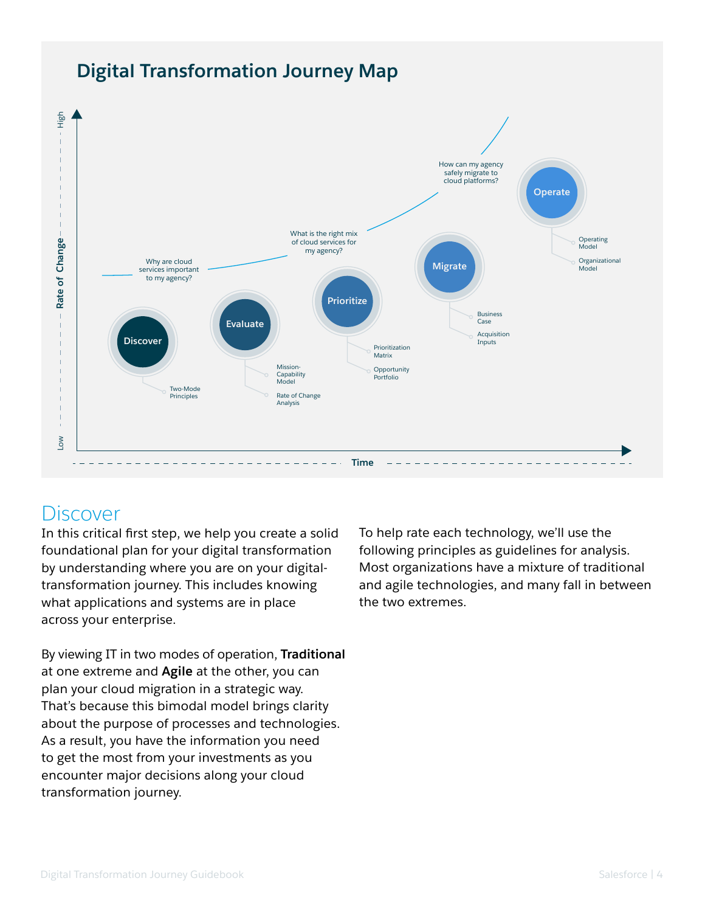## Digital Transformation Journey Map

Rate of Change (Low → High)

Time

- **Discover** — Why are cloud services important to my agency?
  - Two-Mode Principles
- **Evaluate**
  - Mission-Capability Model
  - Rate of Change Analysis
- **Prioritize** — What is the right mix of cloud services for my agency?
  - Prioritization Matrix
  - Opportunity Portfolio
- **Migrate** — How can my agency safely migrate to cloud platforms?
  - Business Case
  - Acquisition Inputs
- **Operate**
  - Operating Model
  - Organizational Model

# Discover

In this critical first step, we help you create a solid foundational plan for your digital transformation by understanding where you are on your digital-transformation journey. This includes knowing what applications and systems are in place across your enterprise.

By viewing IT in two modes of operation, **Traditional** at one extreme and **Agile** at the other, you can plan your cloud migration in a strategic way. That's because this bimodal model brings clarity about the purpose of processes and technologies. As a result, you have the information you need to get the most from your investments as you encounter major decisions along your cloud transformation journey.

To help rate each technology, we'll use the following principles as guidelines for analysis. Most organizations have a mixture of traditional and agile technologies, and many fall in between the two extremes.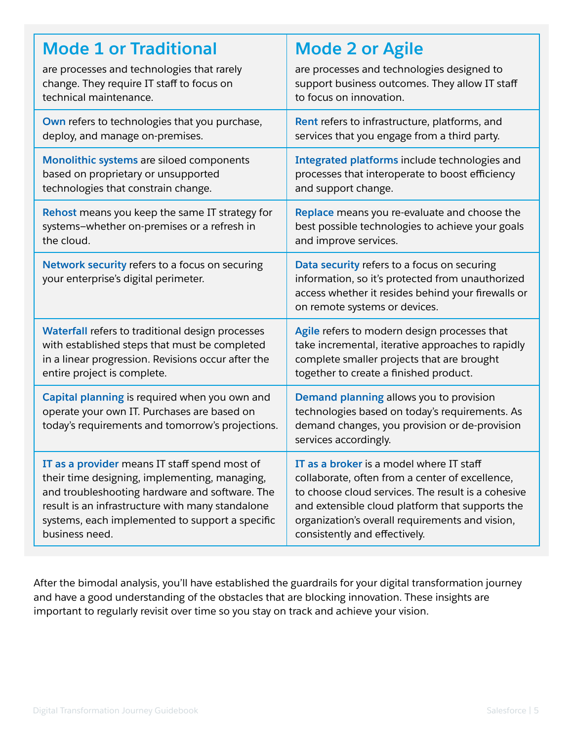| **Mode 1 or Traditional** are processes and technologies that rarely change. They require IT staff to focus on technical maintenance. | **Mode 2 or Agile** are processes and technologies designed to support business outcomes. They allow IT staff to focus on innovation. |
|---|---|
| **Own** refers to technologies that you purchase, deploy, and manage on-premises. | **Rent** refers to infrastructure, platforms, and services that you engage from a third party. |
| **Monolithic systems** are siloed components based on proprietary or unsupported technologies that constrain change. | **Integrated platforms** include technologies and processes that interoperate to boost efficiency and support change. |
| **Rehost** means you keep the same IT strategy for systems–whether on-premises or a refresh in the cloud. | **Replace** means you re-evaluate and choose the best possible technologies to achieve your goals and improve services. |
| **Network security** refers to a focus on securing your enterprise's digital perimeter. | **Data security** refers to a focus on securing information, so it's protected from unauthorized access whether it resides behind your firewalls or on remote systems or devices. |
| **Waterfall** refers to traditional design processes with established steps that must be completed in a linear progression. Revisions occur after the entire project is complete. | **Agile** refers to modern design processes that take incremental, iterative approaches to rapidly complete smaller projects that are brought together to create a finished product. |
| **Capital planning** is required when you own and operate your own IT. Purchases are based on today's requirements and tomorrow's projections. | **Demand planning** allows you to provision technologies based on today's requirements. As demand changes, you provision or de-provision services accordingly. |
| **IT as a provider** means IT staff spend most of their time designing, implementing, managing, and troubleshooting hardware and software. The result is an infrastructure with many standalone systems, each implemented to support a specific business need. | **IT as a broker** is a model where IT staff collaborate, often from a center of excellence, to choose cloud services. The result is a cohesive and extensible cloud platform that supports the organization's overall requirements and vision, consistently and effectively. |

After the bimodal analysis, you'll have established the guardrails for your digital transformation journey and have a good understanding of the obstacles that are blocking innovation. These insights are important to regularly revisit over time so you stay on track and achieve your vision.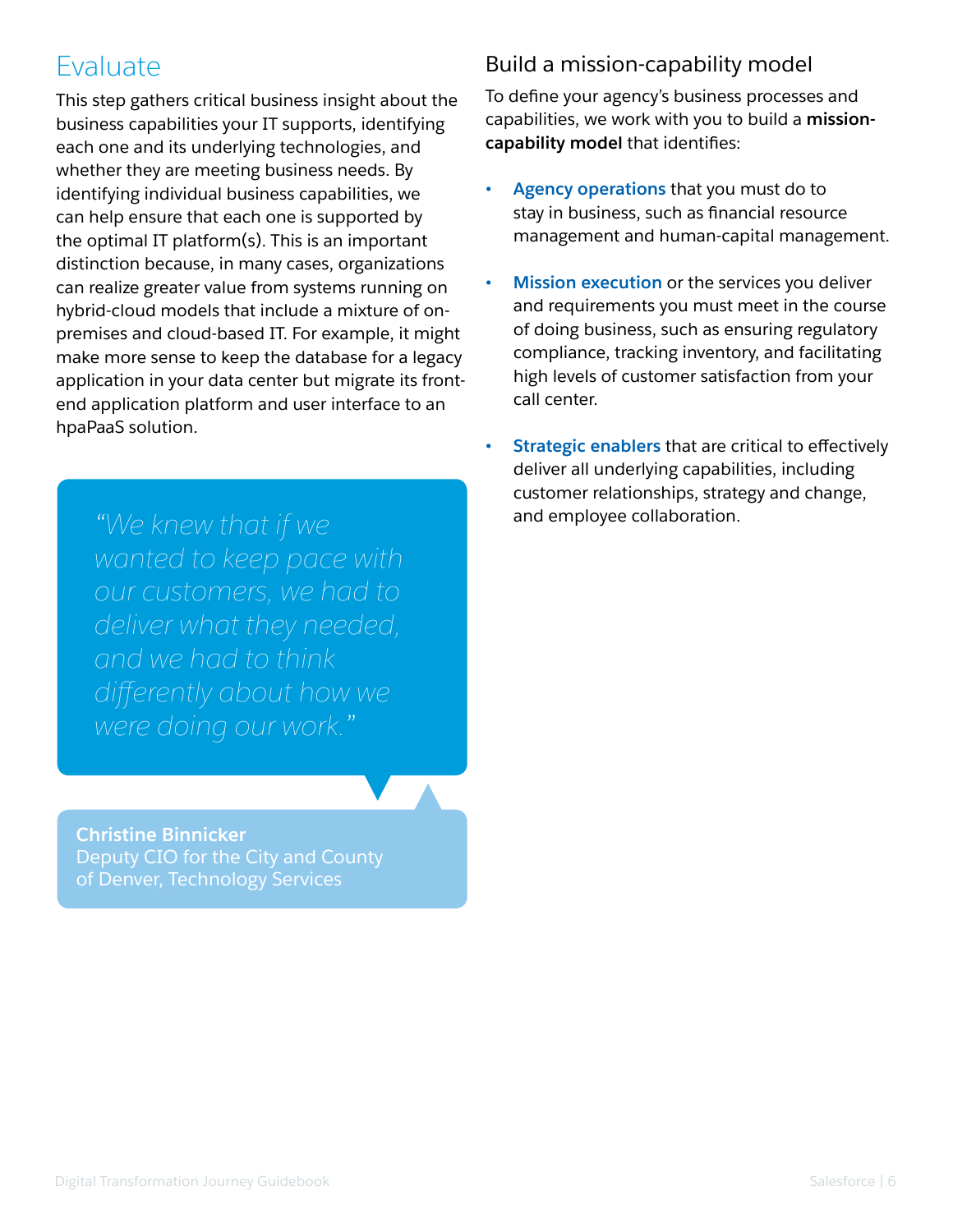## Evaluate

This step gathers critical business insight about the business capabilities your IT supports, identifying each one and its underlying technologies, and whether they are meeting business needs. By identifying individual business capabilities, we can help ensure that each one is supported by the optimal IT platform(s). This is an important distinction because, in many cases, organizations can realize greater value from systems running on hybrid-cloud models that include a mixture of on-premises and cloud-based IT. For example, it might make more sense to keep the database for a legacy application in your data center but migrate its front-end application platform and user interface to an hpaPaaS solution.

> *"We knew that if we wanted to keep pace with our customers, we had to deliver what they needed, and we had to think differently about how we were doing our work."*
>
> **Christine Binnicker**
> Deputy CIO for the City and County of Denver, Technology Services

### Build a mission-capability model

To define your agency's business processes and capabilities, we work with you to build a **mission-capability model** that identifies:

- **Agency operations** that you must do to stay in business, such as financial resource management and human-capital management.
- **Mission execution** or the services you deliver and requirements you must meet in the course of doing business, such as ensuring regulatory compliance, tracking inventory, and facilitating high levels of customer satisfaction from your call center.
- **Strategic enablers** that are critical to effectively deliver all underlying capabilities, including customer relationships, strategy and change, and employee collaboration.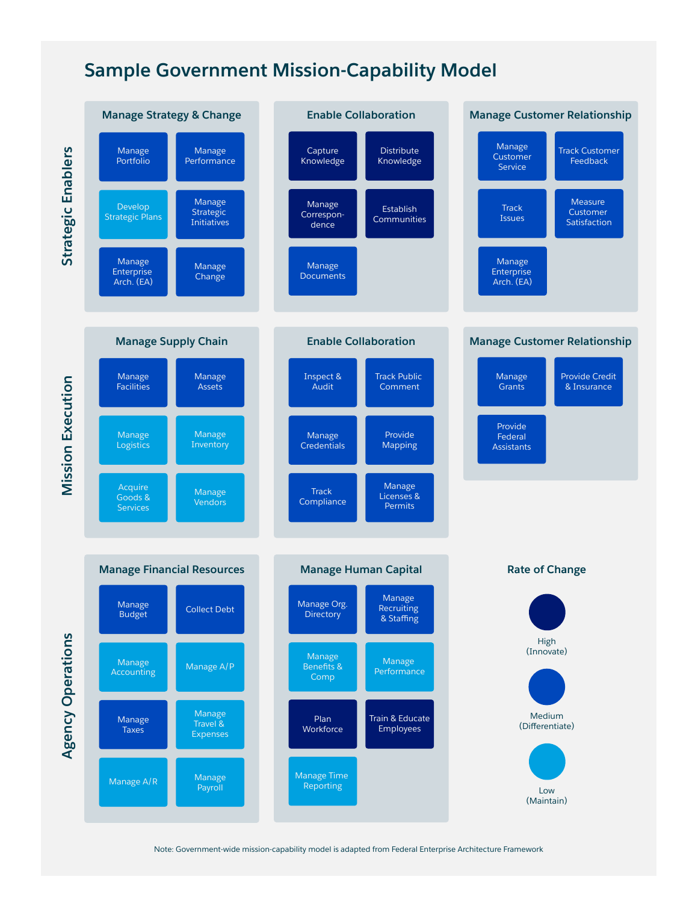# Sample Government Mission-Capability Model

## Strategic Enablers

### Manage Strategy & Change

- Manage Portfolio
- Manage Performance
- Develop Strategic Plans
- Manage Strategic Initiatives
- Manage Enterprise Arch. (EA)
- Manage Change

### Enable Collaboration

- Capture Knowledge
- Distribute Knowledge
- Manage Correspon-dence
- Establish Communities
- Manage Documents

### Manage Customer Relationship

- Manage Customer Service
- Track Customer Feedback
- Track Issues
- Measure Customer Satisfaction
- Manage Enterprise Arch. (EA)

## Mission Execution

### Manage Supply Chain

- Manage Facilities
- Manage Assets
- Manage Logistics
- Manage Inventory
- Acquire Goods & Services
- Manage Vendors

### Enable Collaboration

- Inspect & Audit
- Track Public Comment
- Manage Credentials
- Provide Mapping
- Track Compliance
- Manage Licenses & Permits

### Manage Customer Relationship

- Manage Grants
- Provide Credit & Insurance
- Provide Federal Assistants

## Agency Operations

### Manage Financial Resources

- Manage Budget
- Collect Debt
- Manage Accounting
- Manage A/P
- Manage Taxes
- Manage Travel & Expenses
- Manage A/R
- Manage Payroll

### Manage Human Capital

- Manage Org. Directory
- Manage Recruiting & Staffing
- Manage Benefits & Comp
- Manage Performance
- Plan Workforce
- Train & Educate Employees
- Manage Time Reporting

### Rate of Change

- High (Innovate)
- Medium (Differentiate)
- Low (Maintain)

Note: Government-wide mission-capability model is adapted from Federal Enterprise Architecture Framework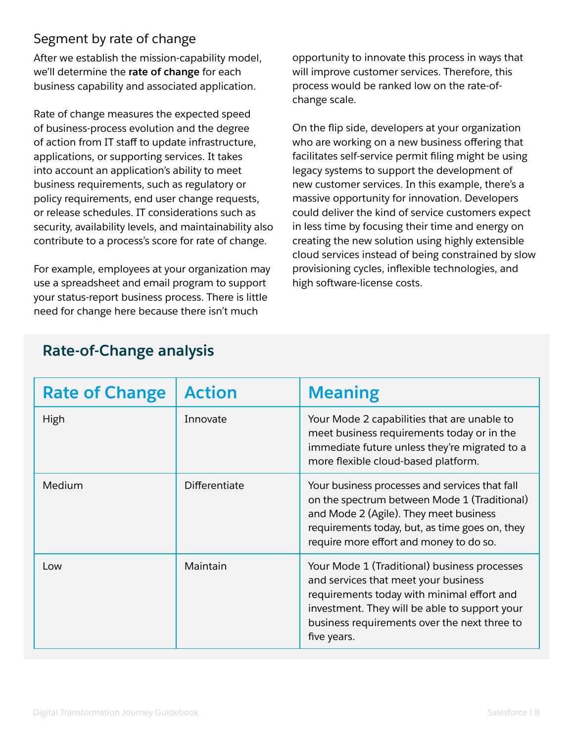## Segment by rate of change

After we establish the mission-capability model, we'll determine the **rate of change** for each business capability and associated application.

Rate of change measures the expected speed of business-process evolution and the degree of action from IT staff to update infrastructure, applications, or supporting services. It takes into account an application's ability to meet business requirements, such as regulatory or policy requirements, end user change requests, or release schedules. IT considerations such as security, availability levels, and maintainability also contribute to a process's score for rate of change.

For example, employees at your organization may use a spreadsheet and email program to support your status-report business process. There is little need for change here because there isn't much opportunity to innovate this process in ways that will improve customer services. Therefore, this process would be ranked low on the rate-of-change scale.

On the flip side, developers at your organization who are working on a new business offering that facilitates self-service permit filing might be using legacy systems to support the development of new customer services. In this example, there's a massive opportunity for innovation. Developers could deliver the kind of service customers expect in less time by focusing their time and energy on creating the new solution using highly extensible cloud services instead of being constrained by slow provisioning cycles, inflexible technologies, and high software-license costs.

### Rate-of-Change analysis

| Rate of Change | Action | Meaning |
| --- | --- | --- |
| High | Innovate | Your Mode 2 capabilities that are unable to meet business requirements today or in the immediate future unless they're migrated to a more flexible cloud-based platform. |
| Medium | Differentiate | Your business processes and services that fall on the spectrum between Mode 1 (Traditional) and Mode 2 (Agile). They meet business requirements today, but, as time goes on, they require more effort and money to do so. |
| Low | Maintain | Your Mode 1 (Traditional) business processes and services that meet your business requirements today with minimal effort and investment. They will be able to support your business requirements over the next three to five years. |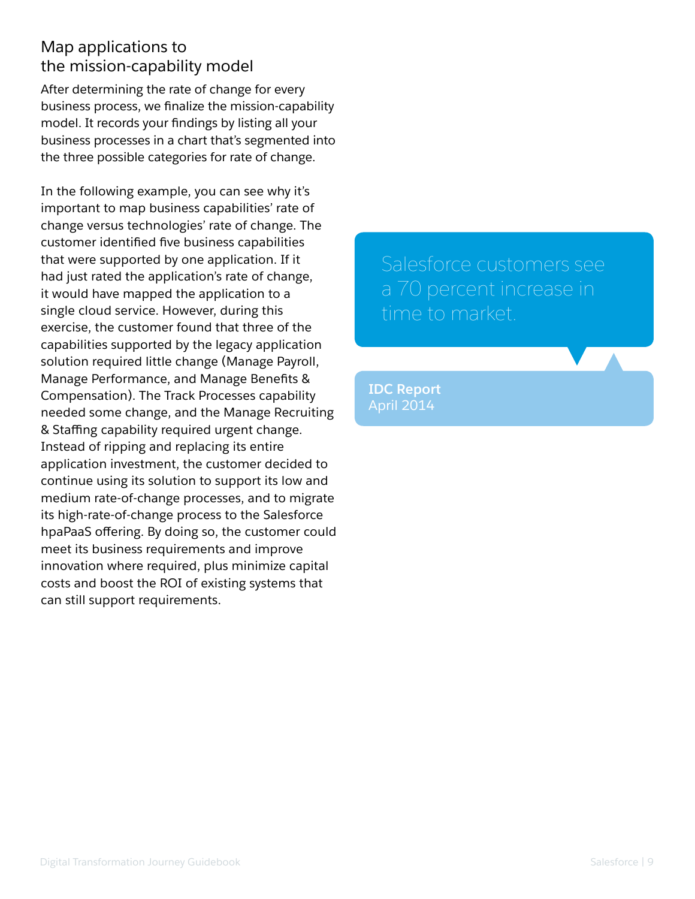## Map applications to the mission-capability model

After determining the rate of change for every business process, we finalize the mission-capability model. It records your findings by listing all your business processes in a chart that's segmented into the three possible categories for rate of change.

In the following example, you can see why it's important to map business capabilities' rate of change versus technologies' rate of change. The customer identified five business capabilities that were supported by one application. If it had just rated the application's rate of change, it would have mapped the application to a single cloud service. However, during this exercise, the customer found that three of the capabilities supported by the legacy application solution required little change (Manage Payroll, Manage Performance, and Manage Benefits & Compensation). The Track Processes capability needed some change, and the Manage Recruiting & Staffing capability required urgent change. Instead of ripping and replacing its entire application investment, the customer decided to continue using its solution to support its low and medium rate-of-change processes, and to migrate its high-rate-of-change process to the Salesforce hpaPaaS offering. By doing so, the customer could meet its business requirements and improve innovation where required, plus minimize capital costs and boost the ROI of existing systems that can still support requirements.

> Salesforce customers see a 70 percent increase in time to market.
>
> **IDC Report**
> April 2014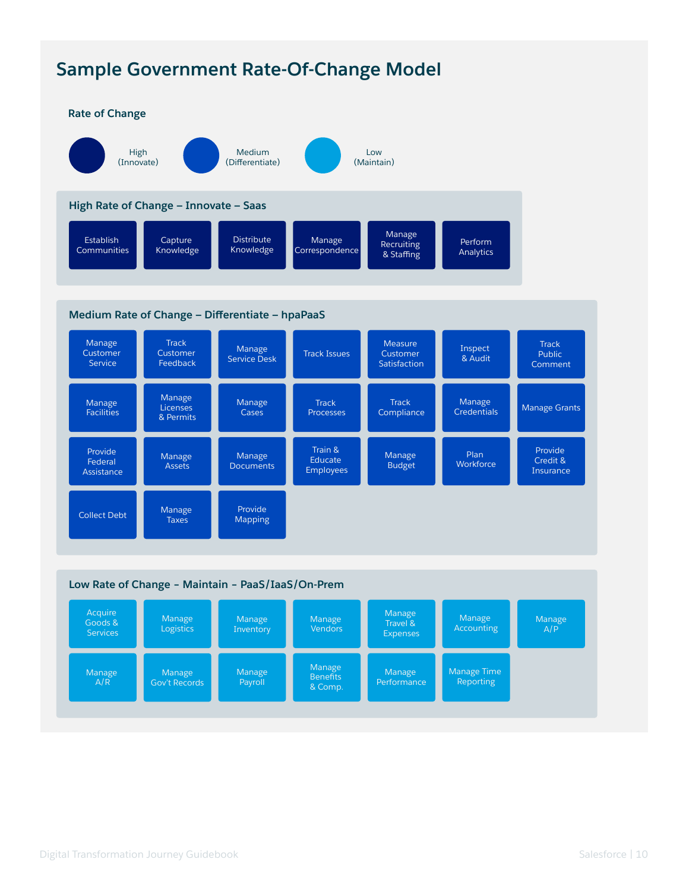# Sample Government Rate-Of-Change Model

## Rate of Change

- High (Innovate)
- Medium (Differentiate)
- Low (Maintain)

### High Rate of Change – Innovate – Saas

- Establish Communities
- Capture Knowledge
- Distribute Knowledge
- Manage Correspondence
- Manage Recruiting & Staffing
- Perform Analytics

### Medium Rate of Change – Differentiate – hpaPaaS

- Manage Customer Service
- Track Customer Feedback
- Manage Service Desk
- Track Issues
- Measure Customer Satisfaction
- Inspect & Audit
- Track Public Comment
- Manage Facilities
- Manage Licenses & Permits
- Manage Cases
- Track Processes
- Track Compliance
- Manage Credentials
- Manage Grants
- Provide Federal Assistance
- Manage Assets
- Manage Documents
- Train & Educate Employees
- Manage Budget
- Plan Workforce
- Provide Credit & Insurance
- Collect Debt
- Manage Taxes
- Provide Mapping

### Low Rate of Change - Maintain - PaaS/IaaS/On-Prem

- Acquire Goods & Services
- Manage Logistics
- Manage Inventory
- Manage Vendors
- Manage Travel & Expenses
- Manage Accounting
- Manage A/P
- Manage A/R
- Manage Gov't Records
- Manage Payroll
- Manage Benefits & Comp.
- Manage Performance
- Manage Time Reporting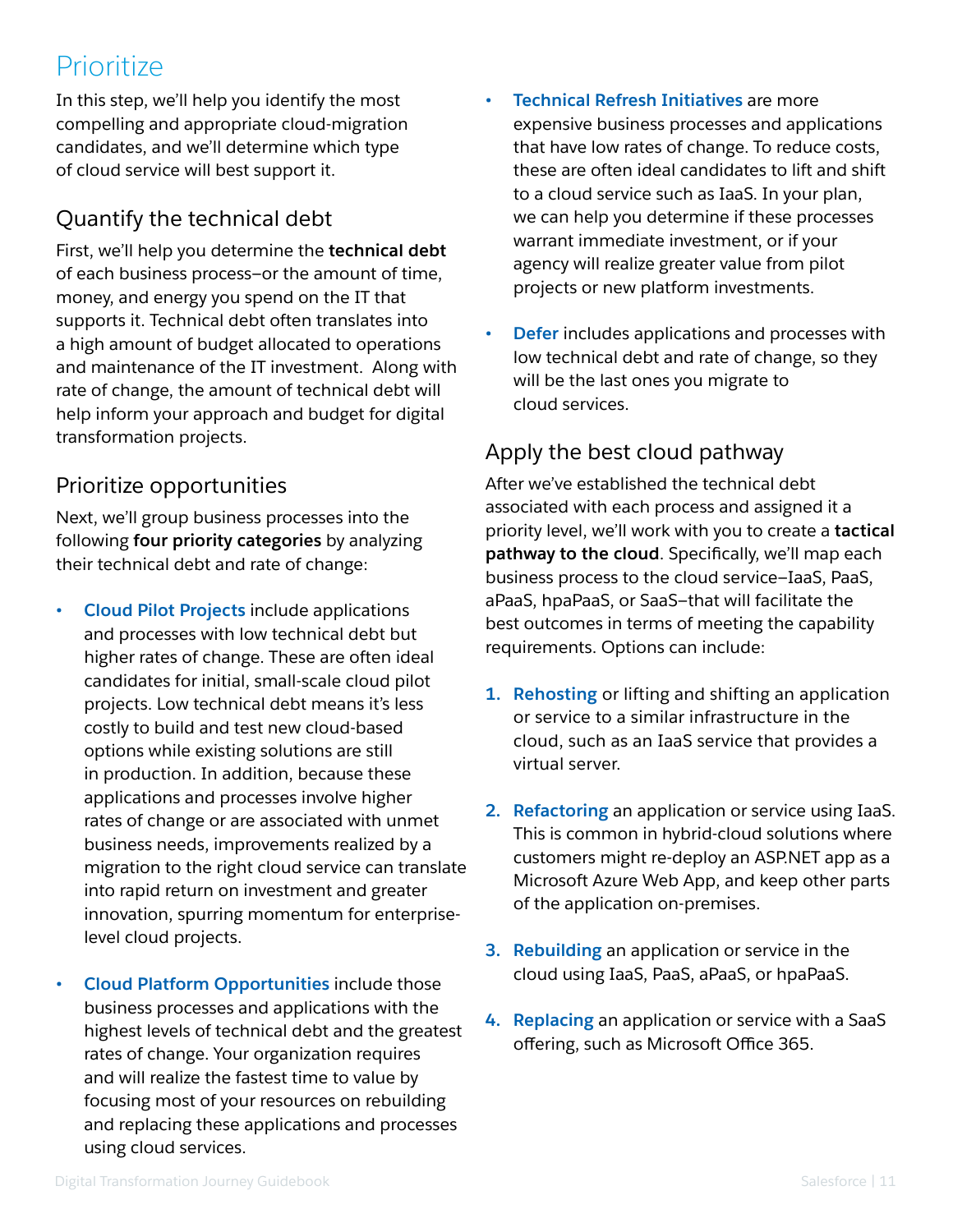# Prioritize

In this step, we'll help you identify the most compelling and appropriate cloud-migration candidates, and we'll determine which type of cloud service will best support it.

## Quantify the technical debt

First, we'll help you determine the **technical debt** of each business process–or the amount of time, money, and energy you spend on the IT that supports it. Technical debt often translates into a high amount of budget allocated to operations and maintenance of the IT investment. Along with rate of change, the amount of technical debt will help inform your approach and budget for digital transformation projects.

## Prioritize opportunities

Next, we'll group business processes into the following **four priority categories** by analyzing their technical debt and rate of change:

- **Cloud Pilot Projects** include applications and processes with low technical debt but higher rates of change. These are often ideal candidates for initial, small-scale cloud pilot projects. Low technical debt means it's less costly to build and test new cloud-based options while existing solutions are still in production. In addition, because these applications and processes involve higher rates of change or are associated with unmet business needs, improvements realized by a migration to the right cloud service can translate into rapid return on investment and greater innovation, spurring momentum for enterprise-level cloud projects.

- **Cloud Platform Opportunities** include those business processes and applications with the highest levels of technical debt and the greatest rates of change. Your organization requires and will realize the fastest time to value by focusing most of your resources on rebuilding and replacing these applications and processes using cloud services.

- **Technical Refresh Initiatives** are more expensive business processes and applications that have low rates of change. To reduce costs, these are often ideal candidates to lift and shift to a cloud service such as IaaS. In your plan, we can help you determine if these processes warrant immediate investment, or if your agency will realize greater value from pilot projects or new platform investments.

- **Defer** includes applications and processes with low technical debt and rate of change, so they will be the last ones you migrate to cloud services.

## Apply the best cloud pathway

After we've established the technical debt associated with each process and assigned it a priority level, we'll work with you to create a **tactical pathway to the cloud**. Specifically, we'll map each business process to the cloud service–IaaS, PaaS, aPaaS, hpaPaaS, or SaaS–that will facilitate the best outcomes in terms of meeting the capability requirements. Options can include:

1. **Rehosting** or lifting and shifting an application or service to a similar infrastructure in the cloud, such as an IaaS service that provides a virtual server.

2. **Refactoring** an application or service using IaaS. This is common in hybrid-cloud solutions where customers might re-deploy an ASP.NET app as a Microsoft Azure Web App, and keep other parts of the application on-premises.

3. **Rebuilding** an application or service in the cloud using IaaS, PaaS, aPaaS, or hpaPaaS.

4. **Replacing** an application or service with a SaaS offering, such as Microsoft Office 365.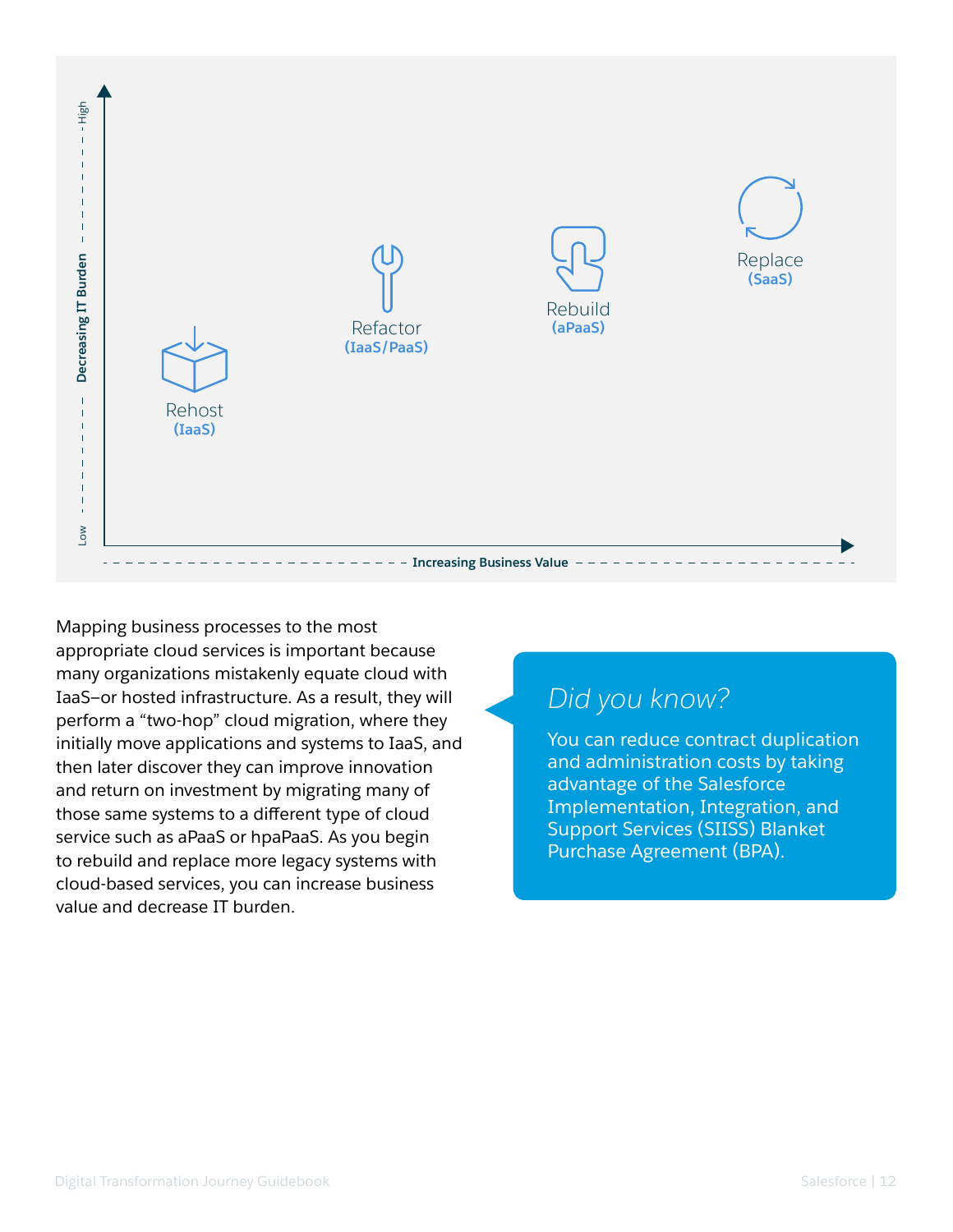High

Decreasing IT Burden

Low

Rehost (IaaS)

Refactor (IaaS/PaaS)

Rebuild (aPaaS)

Replace (SaaS)

Increasing Business Value

Mapping business processes to the most appropriate cloud services is important because many organizations mistakenly equate cloud with IaaS–or hosted infrastructure. As a result, they will perform a "two-hop" cloud migration, where they initially move applications and systems to IaaS, and then later discover they can improve innovation and return on investment by migrating many of those same systems to a different type of cloud service such as aPaaS or hpaPaaS. As you begin to rebuild and replace more legacy systems with cloud-based services, you can increase business value and decrease IT burden.

## *Did you know?*

You can reduce contract duplication and administration costs by taking advantage of the Salesforce Implementation, Integration, and Support Services (SIISS) Blanket Purchase Agreement (BPA).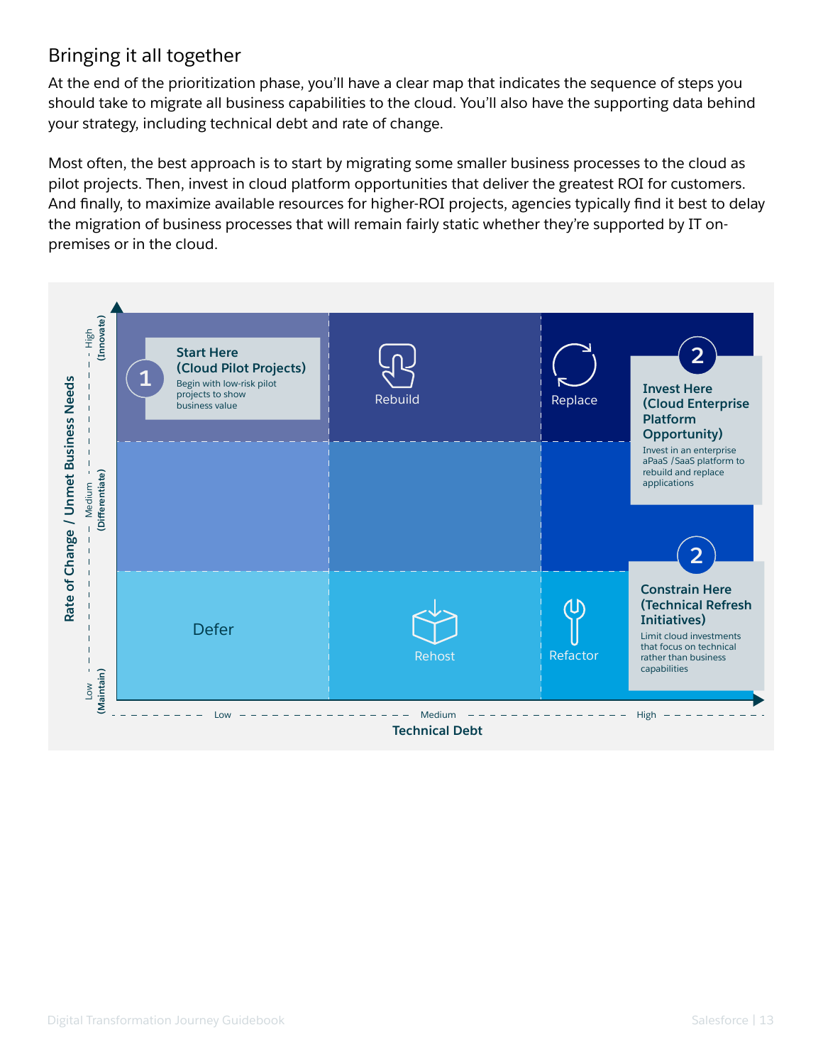## Bringing it all together

At the end of the prioritization phase, you'll have a clear map that indicates the sequence of steps you should take to migrate all business capabilities to the cloud. You'll also have the supporting data behind your strategy, including technical debt and rate of change.

Most often, the best approach is to start by migrating some smaller business processes to the cloud as pilot projects. Then, invest in cloud platform opportunities that deliver the greatest ROI for customers. And finally, to maximize available resources for higher-ROI projects, agencies typically find it best to delay the migration of business processes that will remain fairly static whether they're supported by IT on-premises or in the cloud.

Rate of Change / Unmet Business Needs

High (Innovate)

Medium (Differentiate)

Low (Maintain)

**1 Start Here (Cloud Pilot Projects)**
Begin with low-risk pilot projects to show business value

Rebuild

Replace

**2 Invest Here (Cloud Enterprise Platform Opportunity)**
Invest in an enterprise aPaaS /SaaS platform to rebuild and replace applications

Defer

Rehost

Refactor

**2 Constrain Here (Technical Refresh Initiatives)**
Limit cloud investments that focus on technical rather than business capabilities

Low — Medium — High

Technical Debt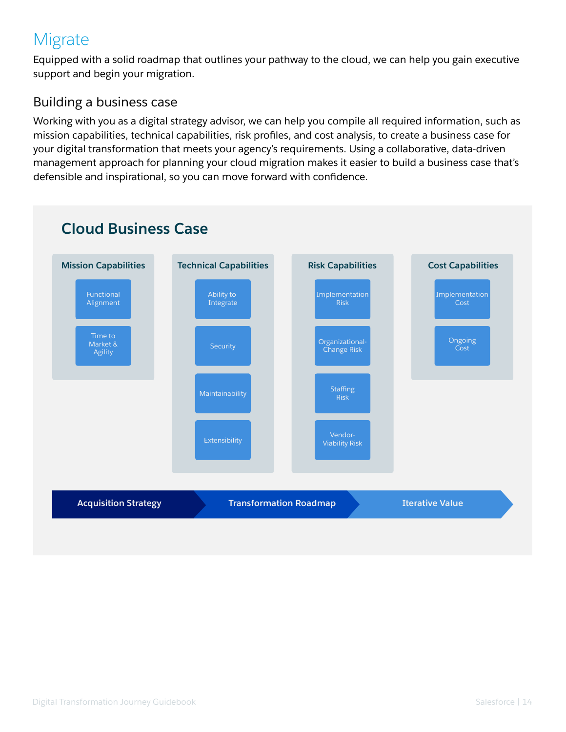# Migrate

Equipped with a solid roadmap that outlines your pathway to the cloud, we can help you gain executive support and begin your migration.

## Building a business case

Working with you as a digital strategy advisor, we can help you compile all required information, such as mission capabilities, technical capabilities, risk profiles, and cost analysis, to create a business case for your digital transformation that meets your agency's requirements. Using a collaborative, data-driven management approach for planning your cloud migration makes it easier to build a business case that's defensible and inspirational, so you can move forward with confidence.

### Cloud Business Case

| Mission Capabilities | Technical Capabilities | Risk Capabilities | Cost Capabilities |
|---|---|---|---|
| Functional Alignment | Ability to Integrate | Implementation Risk | Implementation Cost |
| Time to Market & Agility | Security | Organizational-Change Risk | Ongoing Cost |
| | Maintainability | Staffing Risk | |
| | Extensibility | Vendor-Viability Risk | |

**Acquisition Strategy** → **Transformation Roadmap** → **Iterative Value**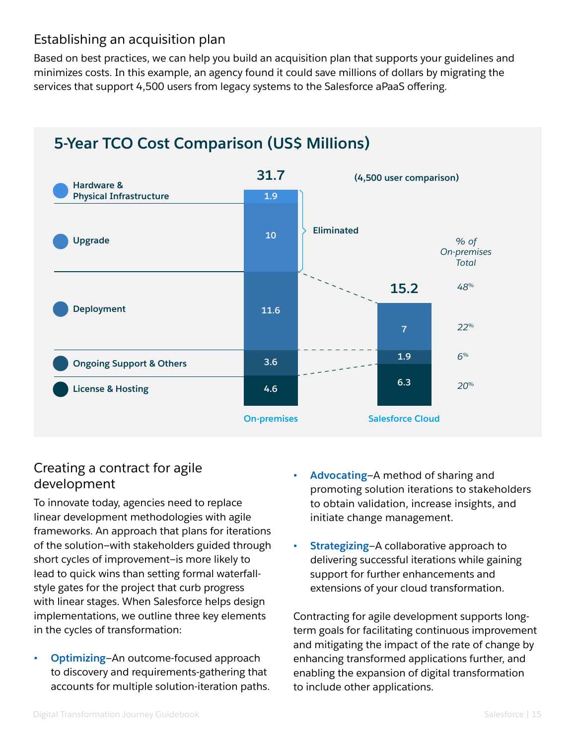## Establishing an acquisition plan

Based on best practices, we can help you build an acquisition plan that supports your guidelines and minimizes costs. In this example, an agency found it could save millions of dollars by migrating the services that support 4,500 users from legacy systems to the Salesforce aPaaS offering.

### 5-Year TCO Cost Comparison (US$ Millions)

(4,500 user comparison)

| Category | On-premises | Salesforce Cloud | % of On-premises Total |
|---|---|---|---|
| Hardware & Physical Infrastructure | 1.9 | Eliminated | |
| Upgrade | 10 | Eliminated | |
| Deployment | 11.6 | 7 | 22% |
| Ongoing Support & Others | 3.6 | 1.9 | 6% |
| License & Hosting | 4.6 | 6.3 | 20% |
| **Total** | **31.7** | **15.2** | 48% |

## Creating a contract for agile development

To innovate today, agencies need to replace linear development methodologies with agile frameworks. An approach that plans for iterations of the solution–with stakeholders guided through short cycles of improvement–is more likely to lead to quick wins than setting formal waterfall-style gates for the project that curb progress with linear stages. When Salesforce helps design implementations, we outline three key elements in the cycles of transformation:

- **Optimizing**–An outcome-focused approach to discovery and requirements-gathering that accounts for multiple solution-iteration paths.
- **Advocating**–A method of sharing and promoting solution iterations to stakeholders to obtain validation, increase insights, and initiate change management.
- **Strategizing**–A collaborative approach to delivering successful iterations while gaining support for further enhancements and extensions of your cloud transformation.

Contracting for agile development supports long-term goals for facilitating continuous improvement and mitigating the impact of the rate of change by enhancing transformed applications further, and enabling the expansion of digital transformation to include other applications.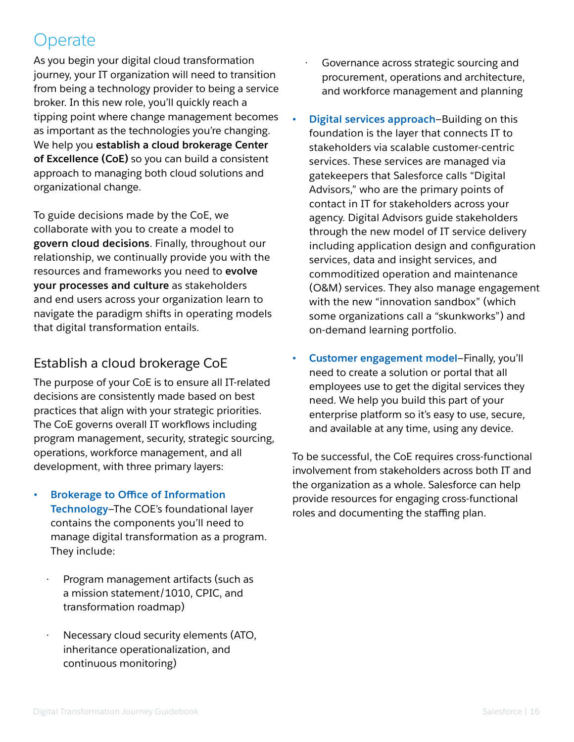## Operate

As you begin your digital cloud transformation journey, your IT organization will need to transition from being a technology provider to being a service broker. In this new role, you'll quickly reach a tipping point where change management becomes as important as the technologies you're changing. We help you **establish a cloud brokerage Center of Excellence (CoE)** so you can build a consistent approach to managing both cloud solutions and organizational change.

To guide decisions made by the CoE, we collaborate with you to create a model to **govern cloud decisions**. Finally, throughout our relationship, we continually provide you with the resources and frameworks you need to **evolve your processes and culture** as stakeholders and end users across your organization learn to navigate the paradigm shifts in operating models that digital transformation entails.

### Establish a cloud brokerage CoE

The purpose of your CoE is to ensure all IT-related decisions are consistently made based on best practices that align with your strategic priorities. The CoE governs overall IT workflows including program management, security, strategic sourcing, operations, workforce management, and all development, with three primary layers:

- **Brokerage to Office of Information Technology**–The COE's foundational layer contains the components you'll need to manage digital transformation as a program. They include:
  - Program management artifacts (such as a mission statement/1010, CPIC, and transformation roadmap)
  - Necessary cloud security elements (ATO, inheritance operationalization, and continuous monitoring)
  - Governance across strategic sourcing and procurement, operations and architecture, and workforce management and planning
- **Digital services approach**–Building on this foundation is the layer that connects IT to stakeholders via scalable customer-centric services. These services are managed via gatekeepers that Salesforce calls "Digital Advisors," who are the primary points of contact in IT for stakeholders across your agency. Digital Advisors guide stakeholders through the new model of IT service delivery including application design and configuration services, data and insight services, and commoditized operation and maintenance (O&M) services. They also manage engagement with the new "innovation sandbox" (which some organizations call a "skunkworks") and on-demand learning portfolio.
- **Customer engagement model**–Finally, you'll need to create a solution or portal that all employees use to get the digital services they need. We help you build this part of your enterprise platform so it's easy to use, secure, and available at any time, using any device.

To be successful, the CoE requires cross-functional involvement from stakeholders across both IT and the organization as a whole. Salesforce can help provide resources for engaging cross-functional roles and documenting the staffing plan.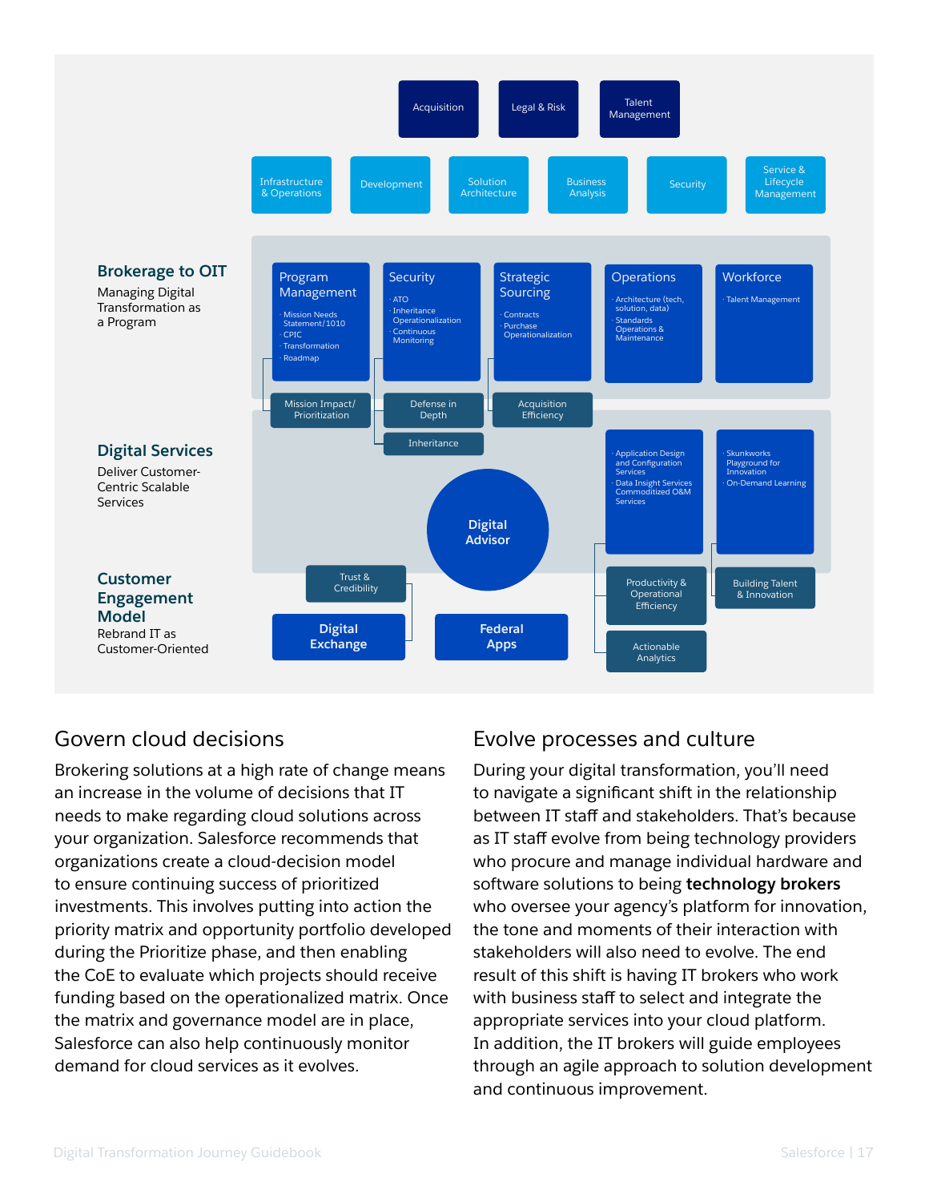Acquisition

Legal & Risk

Talent Management

Infrastructure & Operations

Development

Solution Architecture

Business Analysis

Security

Service & Lifecycle Management

**Brokerage to OIT**

Managing Digital Transformation as a Program

**Program Management**
- Mission Needs Statement/1010
- CPIC
- Transformation
- Roadmap

**Security**
- ATO
- Inheritance Operationalization
- Continuous Monitoring

**Strategic Sourcing**
- Contracts
- Purchase Operationalization

**Operations**
- Architecture (tech, solution, data)
- Standards
- Operations & Maintenance

**Workforce**
- Talent Management

Mission Impact/ Prioritization

Defense in Depth

Inheritance

Acquisition Efficiency

**Digital Services**

Deliver Customer-Centric Scalable Services

- Application Design and Configuration Services
- Data Insight Services
- Commoditized O&M Services

- Skunkworks Playground for Innovation
- On-Demand Learning

**Digital Advisor**

Productivity & Operational Efficiency

Building Talent & Innovation

Actionable Analytics

**Customer Engagement Model**

Rebrand IT as Customer-Oriented

Trust & Credibility

**Digital Exchange**

**Federal Apps**

## Govern cloud decisions

Brokering solutions at a high rate of change means an increase in the volume of decisions that IT needs to make regarding cloud solutions across your organization. Salesforce recommends that organizations create a cloud-decision model to ensure continuing success of prioritized investments. This involves putting into action the priority matrix and opportunity portfolio developed during the Prioritize phase, and then enabling the CoE to evaluate which projects should receive funding based on the operationalized matrix. Once the matrix and governance model are in place, Salesforce can also help continuously monitor demand for cloud services as it evolves.

## Evolve processes and culture

During your digital transformation, you'll need to navigate a significant shift in the relationship between IT staff and stakeholders. That's because as IT staff evolve from being technology providers who procure and manage individual hardware and software solutions to being **technology brokers** who oversee your agency's platform for innovation, the tone and moments of their interaction with stakeholders will also need to evolve. The end result of this shift is having IT brokers who work with business staff to select and integrate the appropriate services into your cloud platform. In addition, the IT brokers will guide employees through an agile approach to solution development and continuous improvement.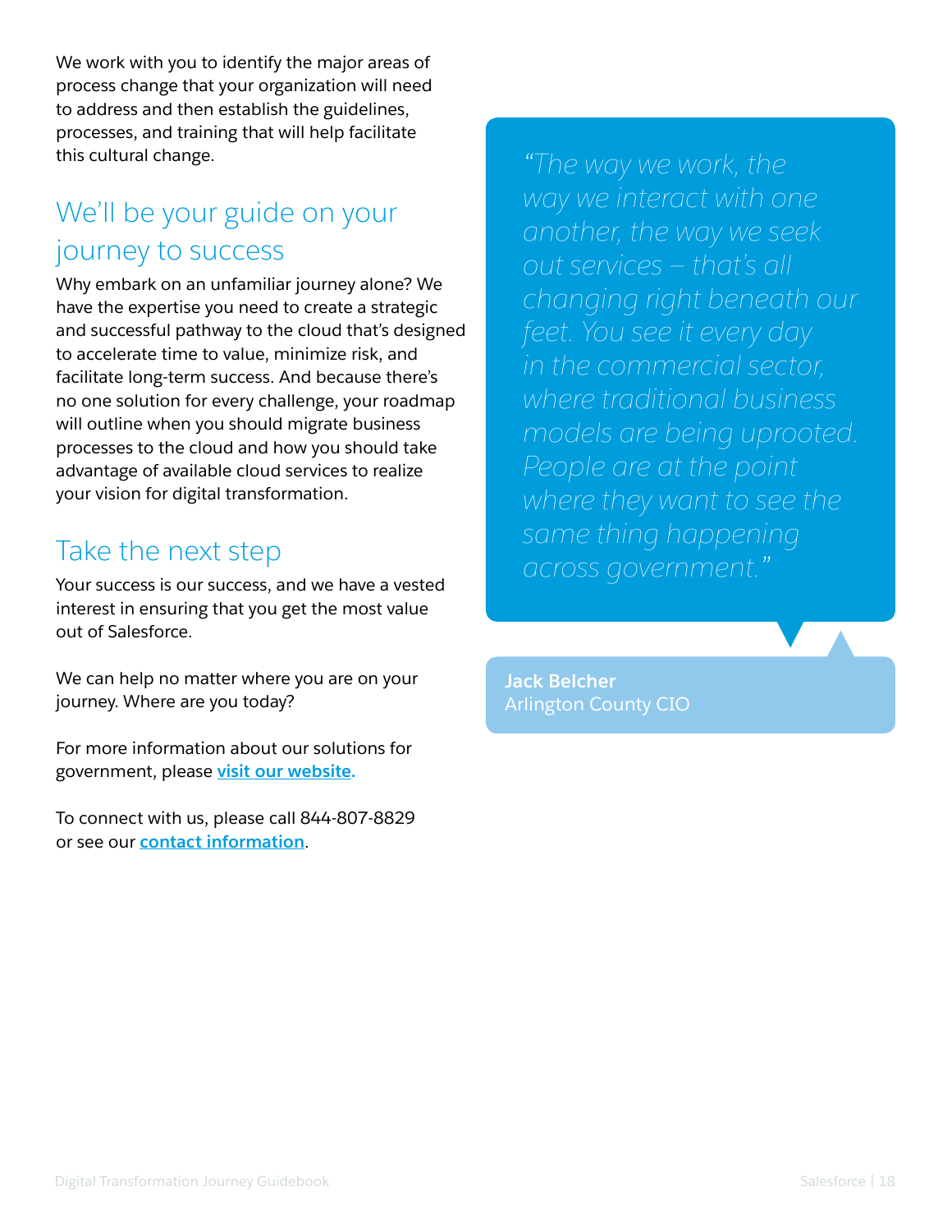We work with you to identify the major areas of process change that your organization will need to address and then establish the guidelines, processes, and training that will help facilitate this cultural change.

## We'll be your guide on your journey to success

Why embark on an unfamiliar journey alone? We have the expertise you need to create a strategic and successful pathway to the cloud that's designed to accelerate time to value, minimize risk, and facilitate long-term success. And because there's no one solution for every challenge, your roadmap will outline when you should migrate business processes to the cloud and how you should take advantage of available cloud services to realize your vision for digital transformation.

## Take the next step

Your success is our success, and we have a vested interest in ensuring that you get the most value out of Salesforce.

We can help no matter where you are on your journey. Where are you today?

For more information about our solutions for government, please **visit our website**.

To connect with us, please call 844-807-8829 or see our **contact information**.

*"The way we work, the way we interact with one another, the way we seek out services – that's all changing right beneath our feet. You see it every day in the commercial sector, where traditional business models are being uprooted. People are at the point where they want to see the same thing happening across government."*

**Jack Belcher**
Arlington County CIO